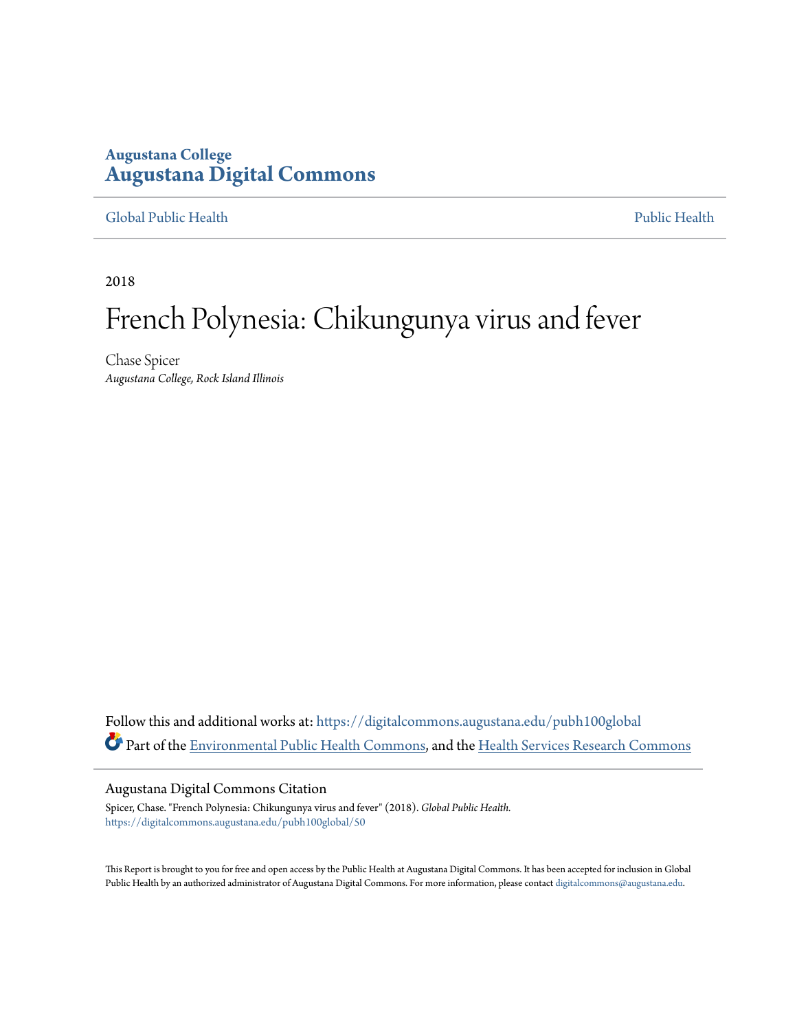Augustana College

**Augustana Digital Commons**

Global Public Health

Public Health

2018

# French Polynesia: Chikungunya virus and fever

Chase Spicer

*Augustana College, Rock Island Illinois*

Follow this and additional works at: https://digitalcommons.augustana.edu/pubh100global

Part of the Environmental Public Health Commons, and the Health Services Research Commons

Augustana Digital Commons Citation

Spicer, Chase. "French Polynesia: Chikungunya virus and fever" (2018). *Global Public Health.* https://digitalcommons.augustana.edu/pubh100global/50

This Report is brought to you for free and open access by the Public Health at Augustana Digital Commons. It has been accepted for inclusion in Global Public Health by an authorized administrator of Augustana Digital Commons. For more information, please contact digitalcommons@augustana.edu.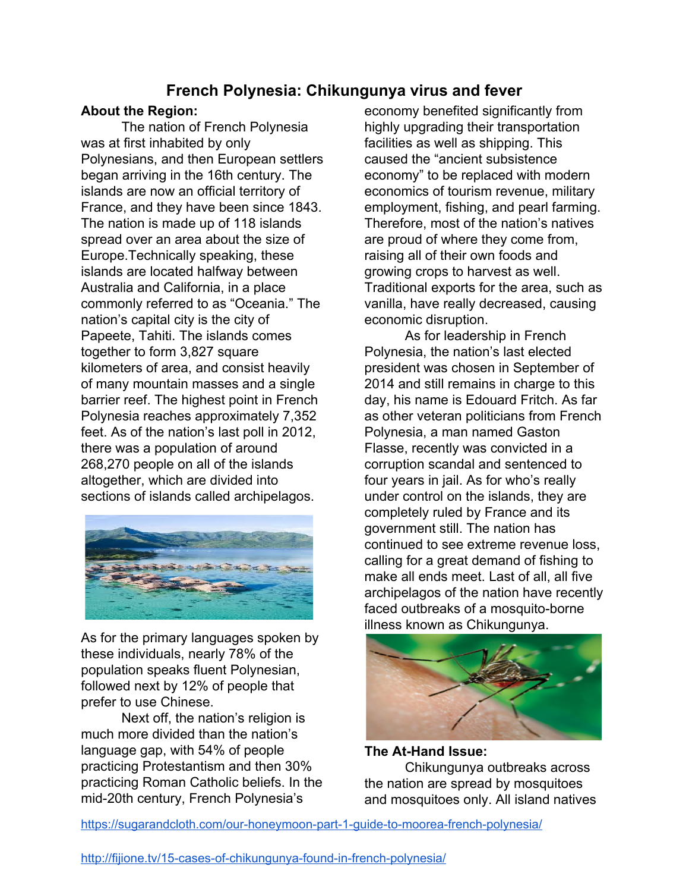## French Polynesia: Chikungunya virus and fever

**About the Region:**

The nation of French Polynesia was at first inhabited by only Polynesians, and then European settlers began arriving in the 16th century. The islands are now an official territory of France, and they have been since 1843. The nation is made up of 118 islands spread over an area about the size of Europe.Technically speaking, these islands are located halfway between Australia and California, in a place commonly referred to as "Oceania." The nation's capital city is the city of Papeete, Tahiti. The islands comes together to form 3,827 square kilometers of area, and consist heavily of many mountain masses and a single barrier reef. The highest point in French Polynesia reaches approximately 7,352 feet. As of the nation's last poll in 2012, there was a population of around 268,270 people on all of the islands altogether, which are divided into sections of islands called archipelagos.

As for the primary languages spoken by these individuals, nearly 78% of the population speaks fluent Polynesian, followed next by 12% of people that prefer to use Chinese.

Next off, the nation's religion is much more divided than the nation's language gap, with 54% of people practicing Protestantism and then 30% practicing Roman Catholic beliefs. In the mid-20th century, French Polynesia's economy benefited significantly from highly upgrading their transportation facilities as well as shipping. This caused the "ancient subsistence economy" to be replaced with modern economics of tourism revenue, military employment, fishing, and pearl farming. Therefore, most of the nation's natives are proud of where they come from, raising all of their own foods and growing crops to harvest as well. Traditional exports for the area, such as vanilla, have really decreased, causing economic disruption.

As for leadership in French Polynesia, the nation's last elected president was chosen in September of 2014 and still remains in charge to this day, his name is Edouard Fritch. As far as other veteran politicians from French Polynesia, a man named Gaston Flasse, recently was convicted in a corruption scandal and sentenced to four years in jail. As for who's really under control on the islands, they are completely ruled by France and its government still. The nation has continued to see extreme revenue loss, calling for a great demand of fishing to make all ends meet. Last of all, all five archipelagos of the nation have recently faced outbreaks of a mosquito-borne illness known as Chikungunya.

**The At-Hand Issue:**

Chikungunya outbreaks across the nation are spread by mosquitoes and mosquitoes only. All island natives

https://sugarandcloth.com/our-honeymoon-part-1-guide-to-moorea-french-polynesia/

http://fijione.tv/15-cases-of-chikungunya-found-in-french-polynesia/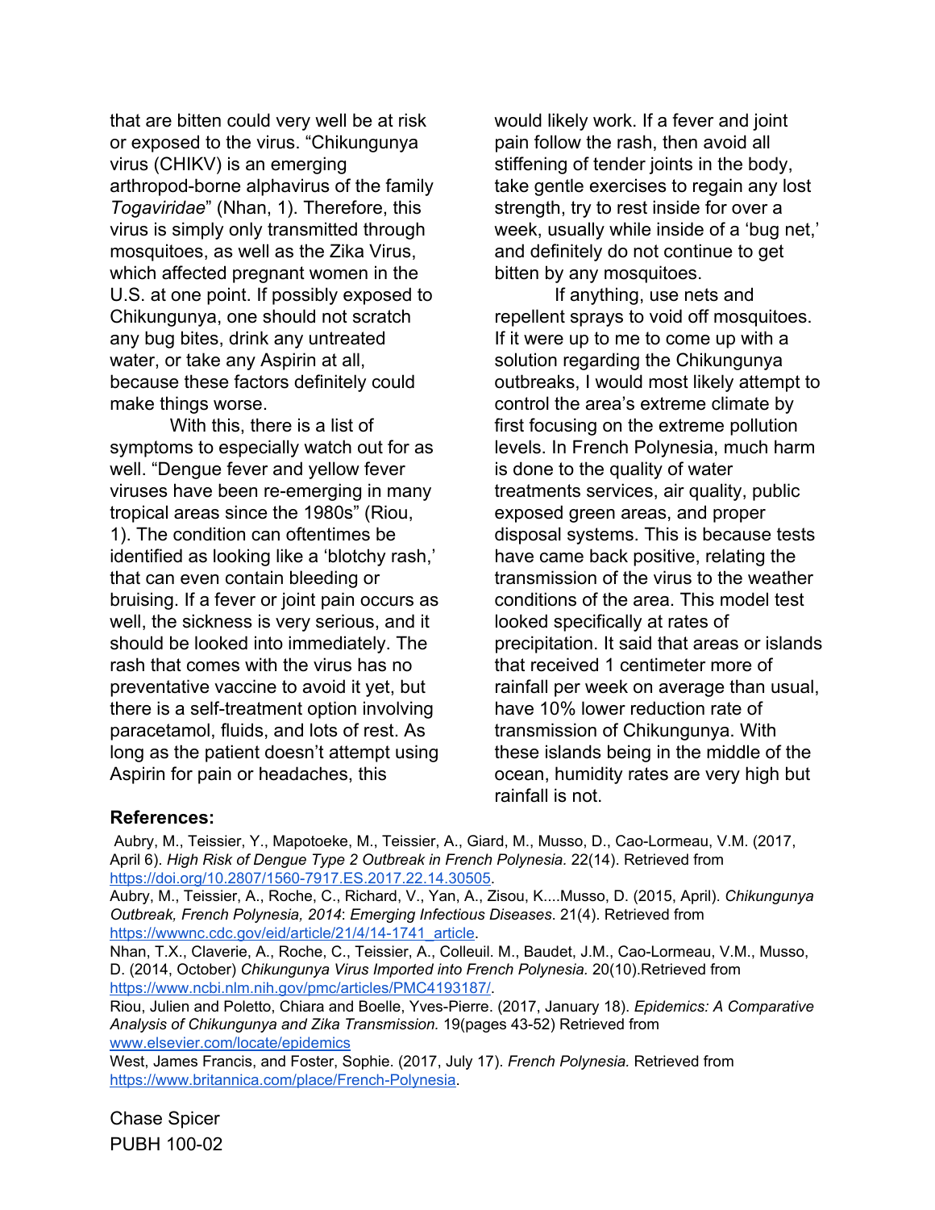that are bitten could very well be at risk or exposed to the virus. "Chikungunya virus (CHIKV) is an emerging arthropod-borne alphavirus of the family *Togaviridae*" (Nhan, 1). Therefore, this virus is simply only transmitted through mosquitoes, as well as the Zika Virus, which affected pregnant women in the U.S. at one point. If possibly exposed to Chikungunya, one should not scratch any bug bites, drink any untreated water, or take any Aspirin at all, because these factors definitely could make things worse.

With this, there is a list of symptoms to especially watch out for as well. "Dengue fever and yellow fever viruses have been re-emerging in many tropical areas since the 1980s" (Riou, 1). The condition can oftentimes be identified as looking like a 'blotchy rash,' that can even contain bleeding or bruising. If a fever or joint pain occurs as well, the sickness is very serious, and it should be looked into immediately. The rash that comes with the virus has no preventative vaccine to avoid it yet, but there is a self-treatment option involving paracetamol, fluids, and lots of rest. As long as the patient doesn't attempt using Aspirin for pain or headaches, this would likely work. If a fever and joint pain follow the rash, then avoid all stiffening of tender joints in the body, take gentle exercises to regain any lost strength, try to rest inside for over a week, usually while inside of a 'bug net,' and definitely do not continue to get bitten by any mosquitoes.

If anything, use nets and repellent sprays to void off mosquitoes. If it were up to me to come up with a solution regarding the Chikungunya outbreaks, I would most likely attempt to control the area's extreme climate by first focusing on the extreme pollution levels. In French Polynesia, much harm is done to the quality of water treatments services, air quality, public exposed green areas, and proper disposal systems. This is because tests have came back positive, relating the transmission of the virus to the weather conditions of the area. This model test looked specifically at rates of precipitation. It said that areas or islands that received 1 centimeter more of rainfall per week on average than usual, have 10% lower reduction rate of transmission of Chikungunya. With these islands being in the middle of the ocean, humidity rates are very high but rainfall is not.

**References:**

Aubry, M., Teissier, Y., Mapotoeke, M., Teissier, A., Giard, M., Musso, D., Cao-Lormeau, V.M. (2017, April 6). *High Risk of Dengue Type 2 Outbreak in French Polynesia.* 22(14). Retrieved from https://doi.org/10.2807/1560-7917.ES.2017.22.14.30505.

Aubry, M., Teissier, A., Roche, C., Richard, V., Yan, A., Zisou, K....Musso, D. (2015, April). *Chikungunya Outbreak, French Polynesia, 2014*: *Emerging Infectious Diseases*. 21(4). Retrieved from https://wwwnc.cdc.gov/eid/article/21/4/14-1741_article.

Nhan, T.X., Claverie, A., Roche, C., Teissier, A., Colleuil. M., Baudet, J.M., Cao-Lormeau, V.M., Musso, D. (2014, October) *Chikungunya Virus Imported into French Polynesia.* 20(10).Retrieved from https://www.ncbi.nlm.nih.gov/pmc/articles/PMC4193187/.

Riou, Julien and Poletto, Chiara and Boelle, Yves-Pierre. (2017, January 18). *Epidemics: A Comparative Analysis of Chikungunya and Zika Transmission.* 19(pages 43-52) Retrieved from www.elsevier.com/locate/epidemics

West, James Francis, and Foster, Sophie. (2017, July 17). *French Polynesia.* Retrieved from https://www.britannica.com/place/French-Polynesia.

Chase Spicer
PUBH 100-02